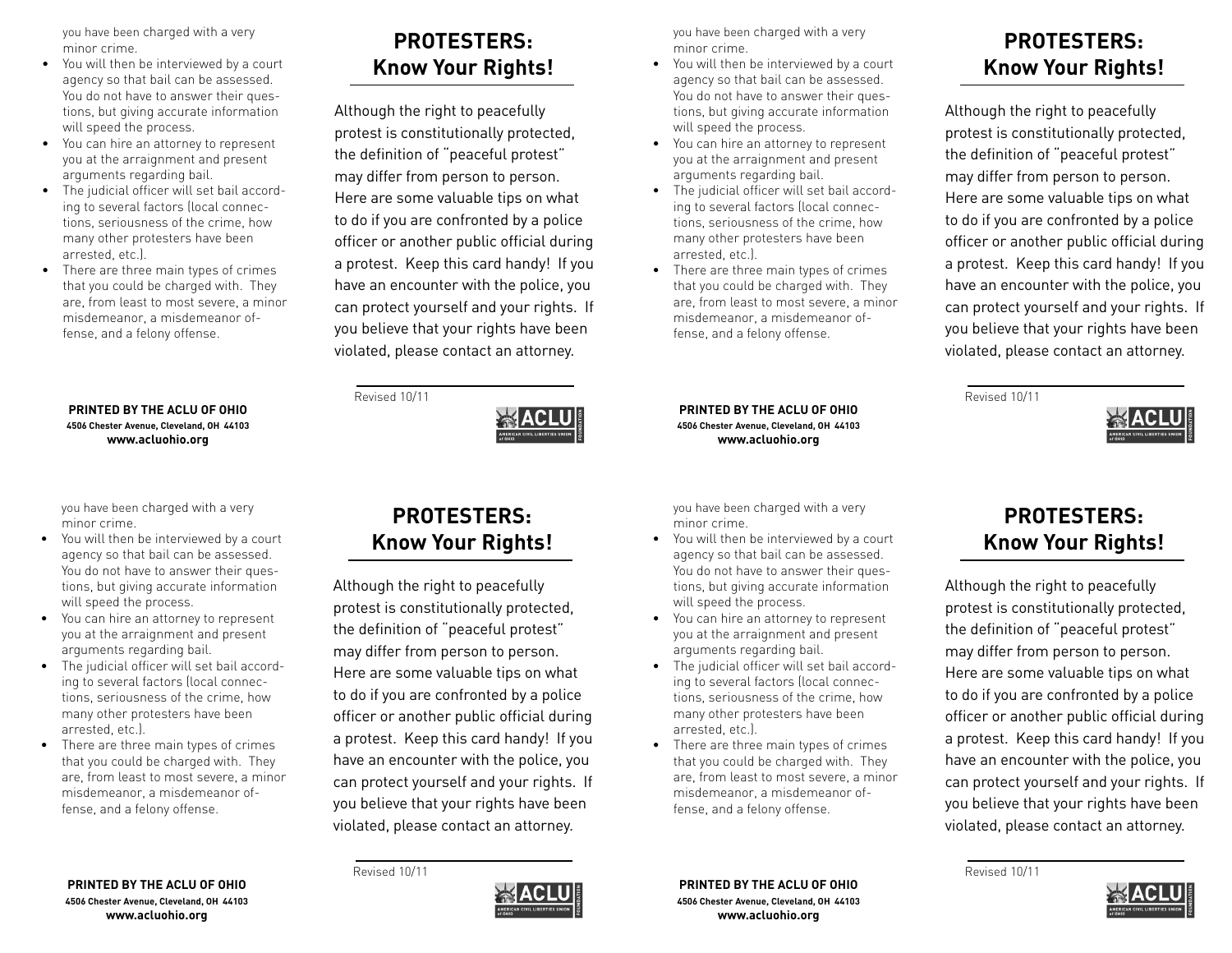you have been charged with a very minor crime.

- You will then be interviewed by a court agency so that bail can be assessed. You do not have to answer their questions, but giving accurate information will speed the process.
- You can hire an attorney to represent you at the arraignment and present arguments regarding bail.
- The judicial officer will set bail according to several factors (local connections, seriousness of the crime, how many other protesters have been arrested, etc.).
- There are three main types of crimes that you could be charged with. They are, from least to most severe, a minor misdemeanor, a misdemeanor offense, and a felony offense.

**PRINTED BY THE ACLU OF OHIO**
**4506 Chester Avenue, Cleveland, OH 44103**
**www.acluohio.org**

## PROTESTERS: Know Your Rights!

Although the right to peacefully protest is constitutionally protected, the definition of "peaceful protest" may differ from person to person. Here are some valuable tips on what to do if you are confronted by a police officer or another public official during a protest. Keep this card handy! If you have an encounter with the police, you can protect yourself and your rights. If you believe that your rights have been violated, please contact an attorney.

Revised 10/11

ACLU AMERICAN CIVIL LIBERTIES UNION of OHIO FOUNDATION

you have been charged with a very minor crime.

- You will then be interviewed by a court agency so that bail can be assessed. You do not have to answer their questions, but giving accurate information will speed the process.
- You can hire an attorney to represent you at the arraignment and present arguments regarding bail.
- The judicial officer will set bail according to several factors (local connections, seriousness of the crime, how many other protesters have been arrested, etc.).
- There are three main types of crimes that you could be charged with. They are, from least to most severe, a minor misdemeanor, a misdemeanor offense, and a felony offense.

**PRINTED BY THE ACLU OF OHIO**
**4506 Chester Avenue, Cleveland, OH 44103**
**www.acluohio.org**

## PROTESTERS: Know Your Rights!

Although the right to peacefully protest is constitutionally protected, the definition of "peaceful protest" may differ from person to person. Here are some valuable tips on what to do if you are confronted by a police officer or another public official during a protest. Keep this card handy! If you have an encounter with the police, you can protect yourself and your rights. If you believe that your rights have been violated, please contact an attorney.

Revised 10/11

ACLU AMERICAN CIVIL LIBERTIES UNION of OHIO FOUNDATION

you have been charged with a very minor crime.

- You will then be interviewed by a court agency so that bail can be assessed. You do not have to answer their questions, but giving accurate information will speed the process.
- You can hire an attorney to represent you at the arraignment and present arguments regarding bail.
- The judicial officer will set bail according to several factors (local connections, seriousness of the crime, how many other protesters have been arrested, etc.).
- There are three main types of crimes that you could be charged with. They are, from least to most severe, a minor misdemeanor, a misdemeanor offense, and a felony offense.

**PRINTED BY THE ACLU OF OHIO**
**4506 Chester Avenue, Cleveland, OH 44103**
**www.acluohio.org**

## PROTESTERS: Know Your Rights!

Although the right to peacefully protest is constitutionally protected, the definition of "peaceful protest" may differ from person to person. Here are some valuable tips on what to do if you are confronted by a police officer or another public official during a protest. Keep this card handy! If you have an encounter with the police, you can protect yourself and your rights. If you believe that your rights have been violated, please contact an attorney.

Revised 10/11

ACLU AMERICAN CIVIL LIBERTIES UNION of OHIO FOUNDATION

you have been charged with a very minor crime.

- You will then be interviewed by a court agency so that bail can be assessed. You do not have to answer their questions, but giving accurate information will speed the process.
- You can hire an attorney to represent you at the arraignment and present arguments regarding bail.
- The judicial officer will set bail according to several factors (local connections, seriousness of the crime, how many other protesters have been arrested, etc.).
- There are three main types of crimes that you could be charged with. They are, from least to most severe, a minor misdemeanor, a misdemeanor offense, and a felony offense.

**PRINTED BY THE ACLU OF OHIO**
**4506 Chester Avenue, Cleveland, OH 44103**
**www.acluohio.org**

## PROTESTERS: Know Your Rights!

Although the right to peacefully protest is constitutionally protected, the definition of "peaceful protest" may differ from person to person. Here are some valuable tips on what to do if you are confronted by a police officer or another public official during a protest. Keep this card handy! If you have an encounter with the police, you can protect yourself and your rights. If you believe that your rights have been violated, please contact an attorney.

Revised 10/11

ACLU AMERICAN CIVIL LIBERTIES UNION of OHIO FOUNDATION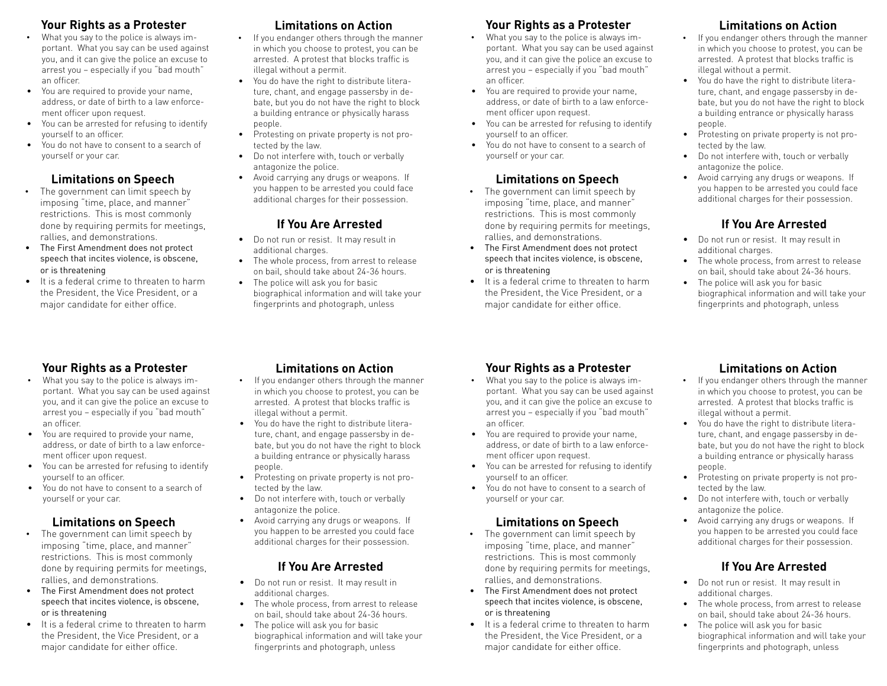## Your Rights as a Protester

- What you say to the police is always important. What you say can be used against you, and it can give the police an excuse to arrest you – especially if you "bad mouth" an officer.
- You are required to provide your name, address, or date of birth to a law enforcement officer upon request.
- You can be arrested for refusing to identify yourself to an officer.
- You do not have to consent to a search of yourself or your car.

## Limitations on Speech

- The government can limit speech by imposing "time, place, and manner" restrictions. This is most commonly done by requiring permits for meetings, rallies, and demonstrations.
- The First Amendment does not protect speech that incites violence, is obscene, or is threatening
- It is a federal crime to threaten to harm the President, the Vice President, or a major candidate for either office.

## Limitations on Action

- If you endanger others through the manner in which you choose to protest, you can be arrested. A protest that blocks traffic is illegal without a permit.
- You do have the right to distribute literature, chant, and engage passersby in debate, but you do not have the right to block a building entrance or physically harass people.
- Protesting on private property is not protected by the law.
- Do not interfere with, touch or verbally antagonize the police.
- Avoid carrying any drugs or weapons. If you happen to be arrested you could face additional charges for their possession.

## If You Are Arrested

- Do not run or resist. It may result in additional charges.
- The whole process, from arrest to release on bail, should take about 24-36 hours.
- The police will ask you for basic biographical information and will take your fingerprints and photograph, unless

## Your Rights as a Protester

- What you say to the police is always important. What you say can be used against you, and it can give the police an excuse to arrest you – especially if you "bad mouth" an officer.
- You are required to provide your name, address, or date of birth to a law enforcement officer upon request.
- You can be arrested for refusing to identify yourself to an officer.
- You do not have to consent to a search of yourself or your car.

## Limitations on Speech

- The government can limit speech by imposing "time, place, and manner" restrictions. This is most commonly done by requiring permits for meetings, rallies, and demonstrations.
- The First Amendment does not protect speech that incites violence, is obscene, or is threatening
- It is a federal crime to threaten to harm the President, the Vice President, or a major candidate for either office.

## Limitations on Action

- If you endanger others through the manner in which you choose to protest, you can be arrested. A protest that blocks traffic is illegal without a permit.
- You do have the right to distribute literature, chant, and engage passersby in debate, but you do not have the right to block a building entrance or physically harass people.
- Protesting on private property is not protected by the law.
- Do not interfere with, touch or verbally antagonize the police.
- Avoid carrying any drugs or weapons. If you happen to be arrested you could face additional charges for their possession.

## If You Are Arrested

- Do not run or resist. It may result in additional charges.
- The whole process, from arrest to release on bail, should take about 24-36 hours.
- The police will ask you for basic biographical information and will take your fingerprints and photograph, unless

## Your Rights as a Protester

- What you say to the police is always important. What you say can be used against you, and it can give the police an excuse to arrest you – especially if you "bad mouth" an officer.
- You are required to provide your name, address, or date of birth to a law enforcement officer upon request.
- You can be arrested for refusing to identify yourself to an officer.
- You do not have to consent to a search of yourself or your car.

## Limitations on Speech

- The government can limit speech by imposing "time, place, and manner" restrictions. This is most commonly done by requiring permits for meetings, rallies, and demonstrations.
- The First Amendment does not protect speech that incites violence, is obscene, or is threatening
- It is a federal crime to threaten to harm the President, the Vice President, or a major candidate for either office.

## Limitations on Action

- If you endanger others through the manner in which you choose to protest, you can be arrested. A protest that blocks traffic is illegal without a permit.
- You do have the right to distribute literature, chant, and engage passersby in debate, but you do not have the right to block a building entrance or physically harass people.
- Protesting on private property is not protected by the law.
- Do not interfere with, touch or verbally antagonize the police.
- Avoid carrying any drugs or weapons. If you happen to be arrested you could face additional charges for their possession.

## If You Are Arrested

- Do not run or resist. It may result in additional charges.
- The whole process, from arrest to release on bail, should take about 24-36 hours.
- The police will ask you for basic biographical information and will take your fingerprints and photograph, unless

## Your Rights as a Protester

- What you say to the police is always important. What you say can be used against you, and it can give the police an excuse to arrest you – especially if you "bad mouth" an officer.
- You are required to provide your name, address, or date of birth to a law enforcement officer upon request.
- You can be arrested for refusing to identify yourself to an officer.
- You do not have to consent to a search of yourself or your car.

## Limitations on Speech

- The government can limit speech by imposing "time, place, and manner" restrictions. This is most commonly done by requiring permits for meetings, rallies, and demonstrations.
- The First Amendment does not protect speech that incites violence, is obscene, or is threatening
- It is a federal crime to threaten to harm the President, the Vice President, or a major candidate for either office.

## Limitations on Action

- If you endanger others through the manner in which you choose to protest, you can be arrested. A protest that blocks traffic is illegal without a permit.
- You do have the right to distribute literature, chant, and engage passersby in debate, but you do not have the right to block a building entrance or physically harass people.
- Protesting on private property is not protected by the law.
- Do not interfere with, touch or verbally antagonize the police.
- Avoid carrying any drugs or weapons. If you happen to be arrested you could face additional charges for their possession.

## If You Are Arrested

- Do not run or resist. It may result in additional charges.
- The whole process, from arrest to release on bail, should take about 24-36 hours.
- The police will ask you for basic biographical information and will take your fingerprints and photograph, unless